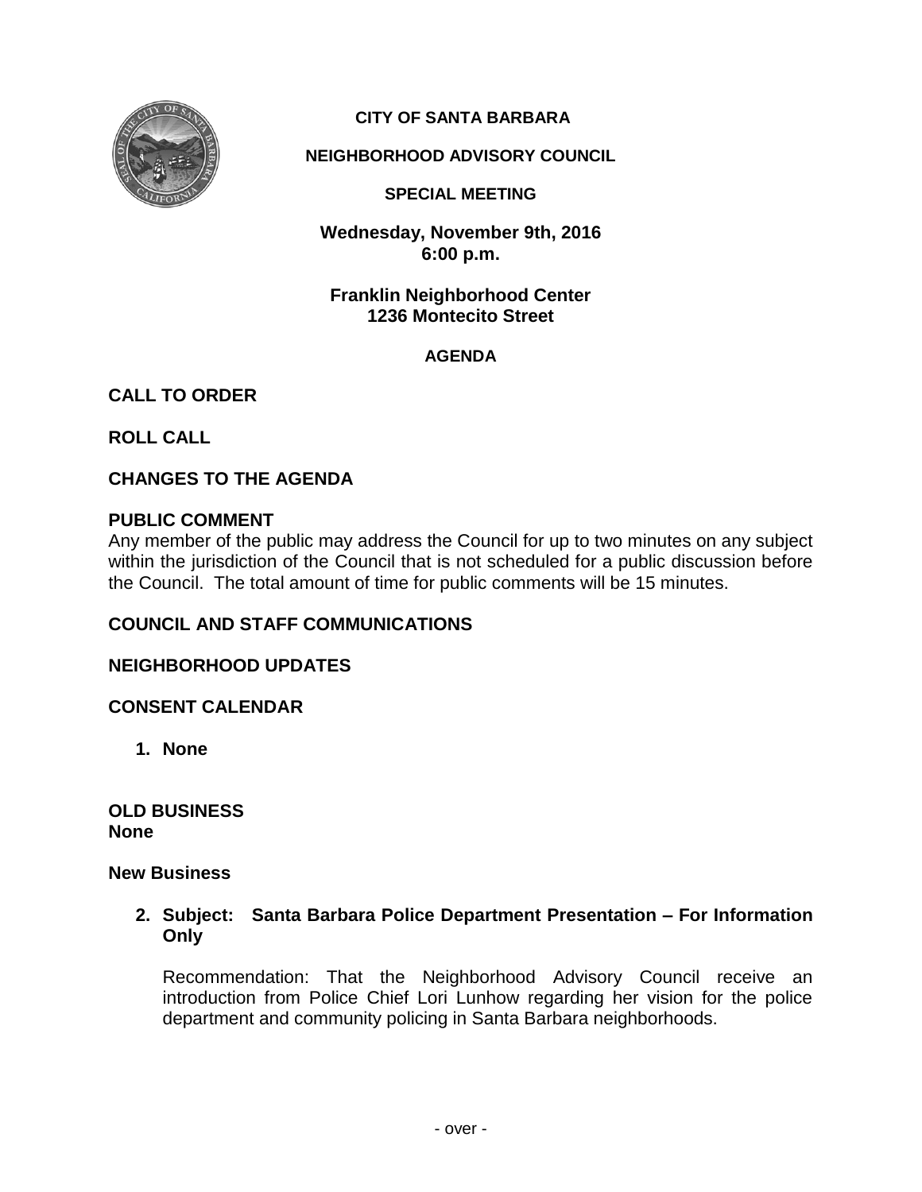**CITY OF SANTA BARBARA**

**NEIGHBORHOOD ADVISORY COUNCIL**

**SPECIAL MEETING**

**Wednesday, November 9th, 2016**
**6:00 p.m.**

**Franklin Neighborhood Center**
**1236 Montecito Street**

**AGENDA**

## CALL TO ORDER

## ROLL CALL

## CHANGES TO THE AGENDA

## PUBLIC COMMENT

Any member of the public may address the Council for up to two minutes on any subject within the jurisdiction of the Council that is not scheduled for a public discussion before the Council. The total amount of time for public comments will be 15 minutes.

## COUNCIL AND STAFF COMMUNICATIONS

## NEIGHBORHOOD UPDATES

## CONSENT CALENDAR

1. **None**

## OLD BUSINESS

**None**

## New Business

2. **Subject: Santa Barbara Police Department Presentation – For Information Only**

   Recommendation: That the Neighborhood Advisory Council receive an introduction from Police Chief Lori Lunhow regarding her vision for the police department and community policing in Santa Barbara neighborhoods.

\- over -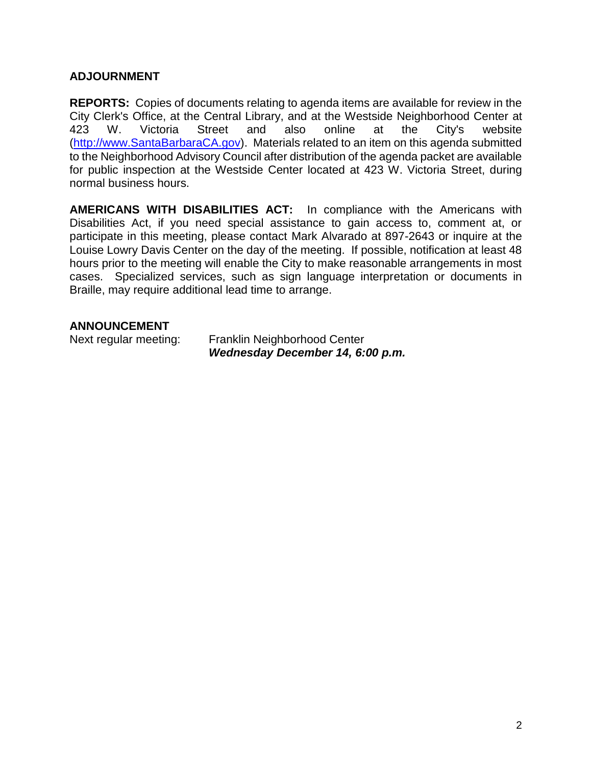**ADJOURNMENT**

**REPORTS:** Copies of documents relating to agenda items are available for review in the City Clerk's Office, at the Central Library, and at the Westside Neighborhood Center at 423 W. Victoria Street and also online at the City's website (http://www.SantaBarbaraCA.gov). Materials related to an item on this agenda submitted to the Neighborhood Advisory Council after distribution of the agenda packet are available for public inspection at the Westside Center located at 423 W. Victoria Street, during normal business hours.

**AMERICANS WITH DISABILITIES ACT:** In compliance with the Americans with Disabilities Act, if you need special assistance to gain access to, comment at, or participate in this meeting, please contact Mark Alvarado at 897-2643 or inquire at the Louise Lowry Davis Center on the day of the meeting. If possible, notification at least 48 hours prior to the meeting will enable the City to make reasonable arrangements in most cases. Specialized services, such as sign language interpretation or documents in Braille, may require additional lead time to arrange.

**ANNOUNCEMENT**

Next regular meeting: Franklin Neighborhood Center
***Wednesday December 14, 6:00 p.m.***